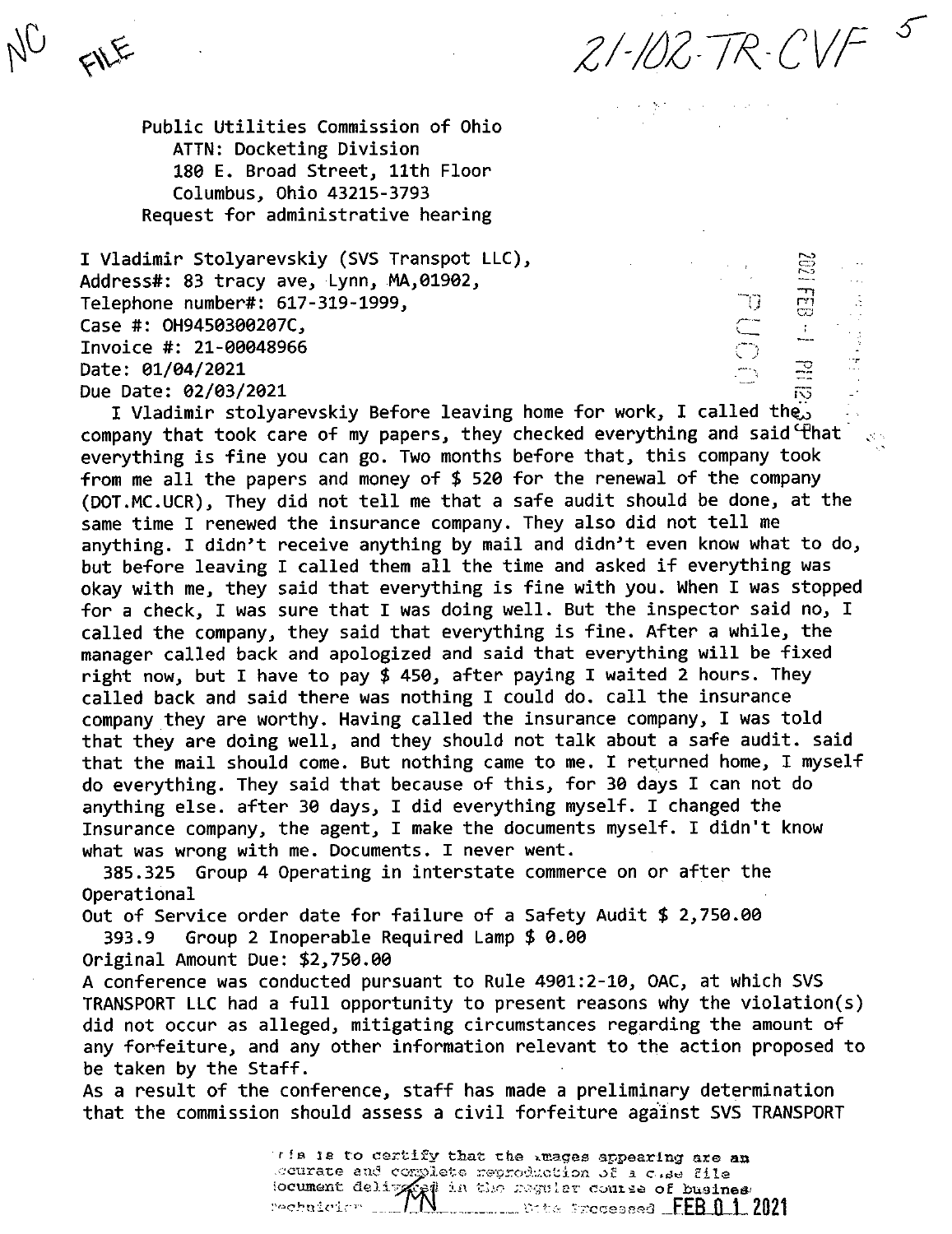NC FILE

21-102-TR-CVF

Public Utilities Commission of Ohio
ATTN: Docketing Division
180 E. Broad Street, 11th Floor
Columbus, Ohio 43215-3793
Request for administrative hearing

2021 FEB -1 PM 12:
PUCO

I Vladimir Stolyarevskiy (SVS Transpot LLC),
Address#: 83 tracy ave, Lynn, MA,01902,
Telephone number#: 617-319-1999,
Case #: OH9450300207C,
Invoice #: 21-00048966
Date: 01/04/2021
Due Date: 02/03/2021

I Vladimir stolyarevskiy Before leaving home for work, I called the company that took care of my papers, they checked everything and said that everything is fine you can go. Two months before that, this company took from me all the papers and money of $ 520 for the renewal of the company (DOT.MC.UCR), They did not tell me that a safe audit should be done, at the same time I renewed the insurance company. They also did not tell me anything. I didn't receive anything by mail and didn't even know what to do, but before leaving I called them all the time and asked if everything was okay with me, they said that everything is fine with you. When I was stopped for a check, I was sure that I was doing well. But the inspector said no, I called the company, they said that everything is fine. After a while, the manager called back and apologized and said that everything will be fixed right now, but I have to pay $ 450, after paying I waited 2 hours. They called back and said there was nothing I could do. call the insurance company they are worthy. Having called the insurance company, I was told that they are doing well, and they should not talk about a safe audit. said that the mail should come. But nothing came to me. I returned home, I myself do everything. They said that because of this, for 30 days I can not do anything else. after 30 days, I did everything myself. I changed the Insurance company, the agent, I make the documents myself. I didn't know what was wrong with me. Documents. I never went.

385.325 Group 4 Operating in interstate commerce on or after the Operational Out of Service order date for failure of a Safety Audit $ 2,750.00
393.9 Group 2 Inoperable Required Lamp $ 0.00
Original Amount Due: $2,750.00

A conference was conducted pursuant to Rule 4901:2-10, OAC, at which SVS TRANSPORT LLC had a full opportunity to present reasons why the violation(s) did not occur as alleged, mitigating circumstances regarding the amount of any forfeiture, and any other information relevant to the action proposed to be taken by the Staff.

As a result of the conference, staff has made a preliminary determination that the commission should assess a civil forfeiture against SVS TRANSPORT

This is to certify that the images appearing are an accurate and complete reproduction of a case file document delivered in the regular course of business. Technician MN Date Processed FEB 01 2021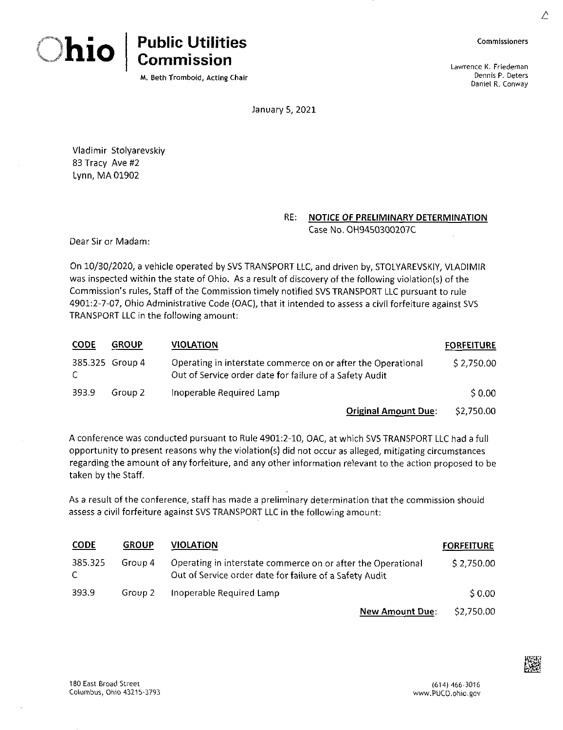**Ohio | Public Utilities Commission**

M. Beth Trombold, Acting Chair

Commissioners

Lawrence K. Friedeman
Dennis P. Deters
Daniel R. Conway

January 5, 2021

Vladimir Stolyarevskiy
83 Tracy Ave #2
Lynn, MA 01902

RE: **NOTICE OF PRELIMINARY DETERMINATION**
Case No. OH9450300207C

Dear Sir or Madam:

On 10/30/2020, a vehicle operated by SVS TRANSPORT LLC, and driven by, STOLYAREVSKIY, VLADIMIR was inspected within the state of Ohio. As a result of discovery of the following violation(s) of the Commission's rules, Staff of the Commission timely notified SVS TRANSPORT LLC pursuant to rule 4901:2-7-07, Ohio Administrative Code (OAC), that it intended to assess a civil forfeiture against SVS TRANSPORT LLC in the following amount:

| CODE | GROUP | VIOLATION | FORFEITURE |
|---|---|---|---|
| 385.325 C | Group 4 | Operating in interstate commerce on or after the Operational Out of Service order date for failure of a Safety Audit | $ 2,750.00 |
| 393.9 | Group 2 | Inoperable Required Lamp | $ 0.00 |
| | | **Original Amount Due:** | $2,750.00 |

A conference was conducted pursuant to Rule 4901:2-10, OAC, at which SVS TRANSPORT LLC had a full opportunity to present reasons why the violation(s) did not occur as alleged, mitigating circumstances regarding the amount of any forfeiture, and any other information relevant to the action proposed to be taken by the Staff.

As a result of the conference, staff has made a preliminary determination that the commission should assess a civil forfeiture against SVS TRANSPORT LLC in the following amount:

| CODE | GROUP | VIOLATION | FORFEITURE |
|---|---|---|---|
| 385.325 C | Group 4 | Operating in interstate commerce on or after the Operational Out of Service order date for failure of a Safety Audit | $ 2,750.00 |
| 393.9 | Group 2 | Inoperable Required Lamp | $ 0.00 |
| | | **New Amount Due:** | $2,750.00 |

180 East Broad Street
Columbus, Ohio 43215-3793

(614) 466-3016
www.PUCO.ohio.gov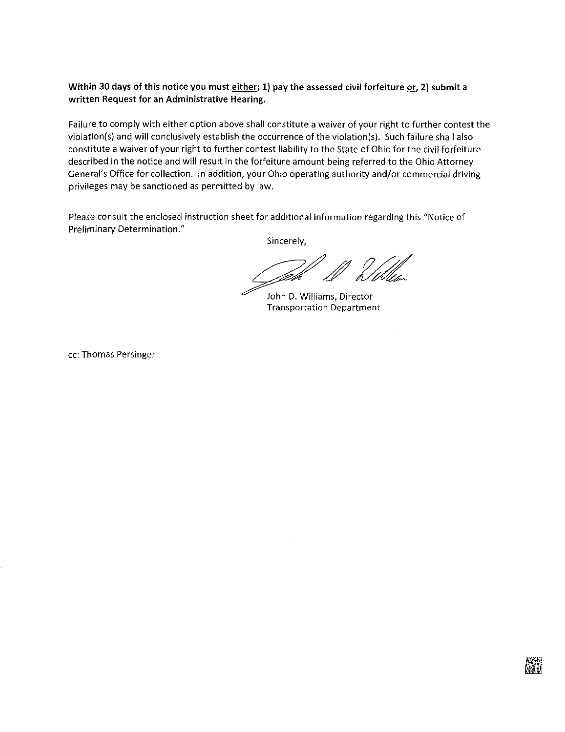**Within 30 days of this notice you must <u>either</u>; 1) pay the assessed civil forfeiture <u>or</u>, 2) submit a written Request for an Administrative Hearing.**

Failure to comply with either option above shall constitute a waiver of your right to further contest the violation(s) and will conclusively establish the occurrence of the violation(s). Such failure shall also constitute a waiver of your right to further contest liability to the State of Ohio for the civil forfeiture described in the notice and will result in the forfeiture amount being referred to the Ohio Attorney General's Office for collection. In addition, your Ohio operating authority and/or commercial driving privileges may be sanctioned as permitted by law.

Please consult the enclosed instruction sheet for additional information regarding this "Notice of Preliminary Determination."

Sincerely,

John D. Williams, Director
Transportation Department

cc: Thomas Persinger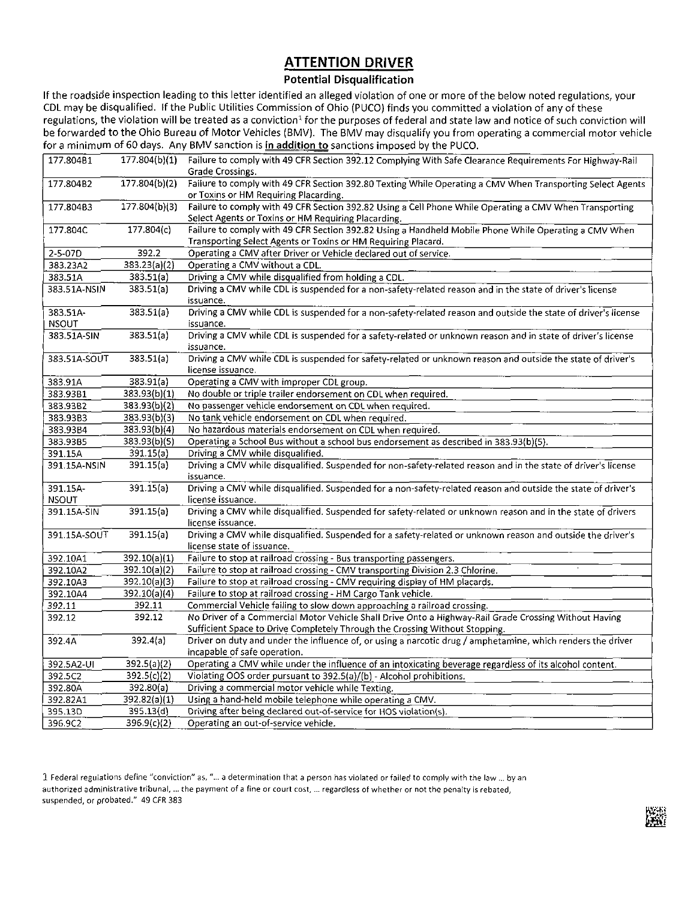# ATTENTION DRIVER

## Potential Disqualification

If the roadside inspection leading to this letter identified an alleged violation of one or more of the below noted regulations, your CDL may be disqualified. If the Public Utilities Commission of Ohio (PUCO) finds you committed a violation of any of these regulations, the violation will be treated as a conviction[1] for the purposes of federal and state law and notice of such conviction will be forwarded to the Ohio Bureau of Motor Vehicles (BMV). The BMV may disqualify you from operating a commercial motor vehicle for a minimum of 60 days. Any BMV sanction is **in addition to** sanctions imposed by the PUCO.

| | | |
|---|---|---|
| 177.804B1 | 177.804(b)(1) | Failure to comply with 49 CFR Section 392.12 Complying With Safe Clearance Requirements For Highway-Rail Grade Crossings. |
| 177.804B2 | 177.804(b)(2) | Failure to comply with 49 CFR Section 392.80 Texting While Operating a CMV When Transporting Select Agents or Toxins or HM Requiring Placarding. |
| 177.804B3 | 177.804(b)(3) | Failure to comply with 49 CFR Section 392.82 Using a Cell Phone While Operating a CMV When Transporting Select Agents or Toxins or HM Requiring Placarding. |
| 177.804C | 177.804(c) | Failure to comply with 49 CFR Section 392.82 Using a Handheld Mobile Phone While Operating a CMV When Transporting Select Agents or Toxins or HM Requiring Placard. |
| 2-5-07D | 392.2 | Operating a CMV after Driver or Vehicle declared out of service. |
| 383.23A2 | 383.23(a)(2) | Operating a CMV without a CDL. |
| 383.51A | 383.51(a) | Driving a CMV while disqualified from holding a CDL. |
| 383.51A-NSIN | 383.51(a) | Driving a CMV while CDL is suspended for a non-safety-related reason and in the state of driver's license issuance. |
| 383.51A-NSOUT | 383.51(a) | Driving a CMV while CDL is suspended for a non-safety-related reason and outside the state of driver's license issuance. |
| 383.51A-SIN | 383.51(a) | Driving a CMV while CDL is suspended for a safety-related or unknown reason and in state of driver's license issuance. |
| 383.51A-SOUT | 383.51(a) | Driving a CMV while CDL is suspended for safety-related or unknown reason and outside the state of driver's license issuance. |
| 383.91A | 383.91(a) | Operating a CMV with improper CDL group. |
| 383.93B1 | 383.93(b)(1) | No double or triple trailer endorsement on CDL when required. |
| 383.93B2 | 383.93(b)(2) | No passenger vehicle endorsement on CDL when required. |
| 383.93B3 | 383.93(b)(3) | No tank vehicle endorsement on CDL when required. |
| 383.93B4 | 383.93(b)(4) | No hazardous materials endorsement on CDL when required. |
| 383.93B5 | 383.93(b)(5) | Operating a School Bus without a school bus endorsement as described in 383.93(b)(5). |
| 391.15A | 391.15(a) | Driving a CMV while disqualified. |
| 391.15A-NSIN | 391.15(a) | Driving a CMV while disqualified. Suspended for non-safety-related reason and in the state of driver's license issuance. |
| 391.15A-NSOUT | 391.15(a) | Driving a CMV while disqualified. Suspended for a non-safety-related reason and outside the state of driver's license issuance. |
| 391.15A-SIN | 391.15(a) | Driving a CMV while disqualified. Suspended for safety-related or unknown reason and in the state of drivers license issuance. |
| 391.15A-SOUT | 391.15(a) | Driving a CMV while disqualified. Suspended for a safety-related or unknown reason and outside the driver's license state of issuance. |
| 392.10A1 | 392.10(a)(1) | Failure to stop at railroad crossing - Bus transporting passengers. |
| 392.10A2 | 392.10(a)(2) | Failure to stop at railroad crossing - CMV transporting Division 2.3 Chlorine. |
| 392.10A3 | 392.10(a)(3) | Failure to stop at railroad crossing - CMV requiring display of HM placards. |
| 392.10A4 | 392.10(a)(4) | Failure to stop at railroad crossing - HM Cargo Tank vehicle. |
| 392.11 | 392.11 | Commercial Vehicle failing to slow down approaching a railroad crossing. |
| 392.12 | 392.12 | No Driver of a Commercial Motor Vehicle Shall Drive Onto a Highway-Rail Grade Crossing Without Having Sufficient Space to Drive Completely Through the Crossing Without Stopping. |
| 392.4A | 392.4(a) | Driver on duty and under the influence of, or using a narcotic drug / amphetamine, which renders the driver incapable of safe operation. |
| 392.5A2-UI | 392.5(a)(2) | Operating a CMV while under the influence of an intoxicating beverage regardless of its alcohol content. |
| 392.5C2 | 392.5(c)(2) | Violating OOS order pursuant to 392.5(a)/(b) - Alcohol prohibitions. |
| 392.80A | 392.80(a) | Driving a commercial motor vehicle while Texting. |
| 392.82A1 | 392.82(a)(1) | Using a hand-held mobile telephone while operating a CMV. |
| 395.13D | 395.13(d) | Driving after being declared out-of-service for HOS violation(s). |
| 396.9C2 | 396.9(c)(2) | Operating an out-of-service vehicle. |

1 Federal regulations define "conviction" as, "... a determination that a person has violated or failed to comply with the law ... by an authorized administrative tribunal, ... the payment of a fine or court cost, ... regardless of whether or not the penalty is rebated, suspended, or probated." 49 CFR 383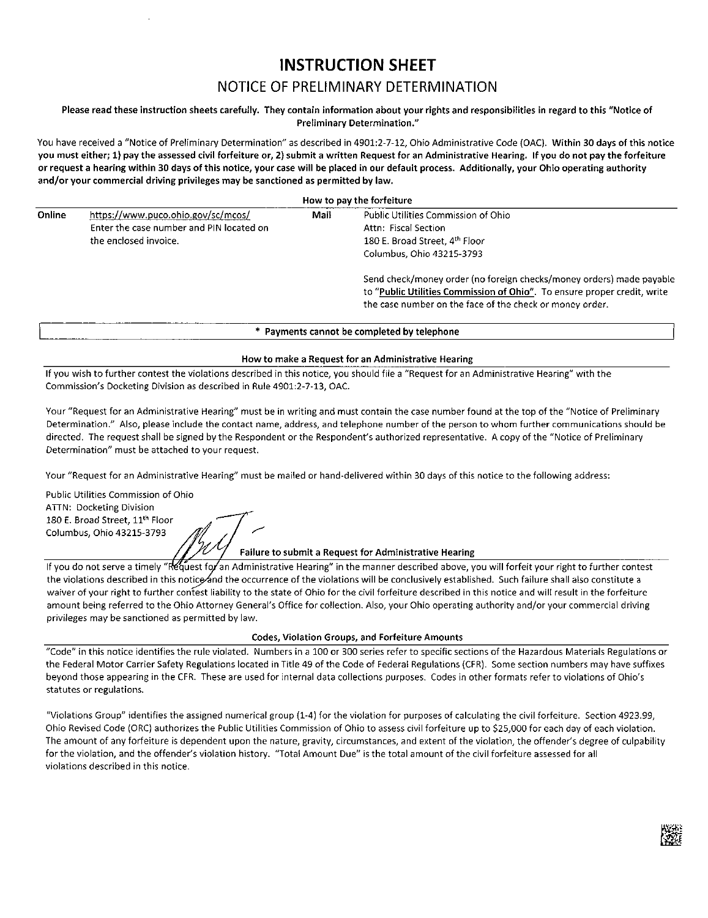# INSTRUCTION SHEET

## NOTICE OF PRELIMINARY DETERMINATION

**Please read these instruction sheets carefully. They contain information about your rights and responsibilities in regard to this "Notice of Preliminary Determination."**

You have received a "Notice of Preliminary Determination" as described in 4901:2-7-12, Ohio Administrative Code (OAC). **Within 30 days of this notice you must either; 1) pay the assessed civil forfeiture or, 2) submit a written Request for an Administrative Hearing. If you do not pay the forfeiture or request a hearing within 30 days of this notice, your case will be placed in our default process. Additionally, your Ohio operating authority and/or your commercial driving privileges may be sanctioned as permitted by law.**

### How to pay the forfeiture

| | | | |
|---|---|---|---|
| **Online** | https://www.puco.ohio.gov/sc/mcos/<br>Enter the case number and PIN located on the enclosed invoice. | **Mail** | Public Utilities Commission of Ohio<br>Attn: Fiscal Section<br>180 E. Broad Street, 4th Floor<br>Columbus, Ohio 43215-3793<br><br>Send check/money order (no foreign checks/money orders) made payable to "**Public Utilities Commission of Ohio**". To ensure proper credit, write the case number on the face of the check or money order. |

**\* Payments cannot be completed by telephone**

### How to make a Request for an Administrative Hearing

If you wish to further contest the violations described in this notice, you should file a "Request for an Administrative Hearing" with the Commission's Docketing Division as described in Rule 4901:2-7-13, OAC.

Your "Request for an Administrative Hearing" must be in writing and must contain the case number found at the top of the "Notice of Preliminary Determination." Also, please include the contact name, address, and telephone number of the person to whom further communications should be directed. The request shall be signed by the Respondent or the Respondent's authorized representative. A copy of the "Notice of Preliminary Determination" must be attached to your request.

Your "Request for an Administrative Hearing" must be mailed or hand-delivered within 30 days of this notice to the following address:

Public Utilities Commission of Ohio
ATTN: Docketing Division
180 E. Broad Street, 11th Floor
Columbus, Ohio 43215-3793

### Failure to submit a Request for Administrative Hearing

If you do not serve a timely "Request for an Administrative Hearing" in the manner described above, you will forfeit your right to further contest the violations described in this notice and the occurrence of the violations will be conclusively established. Such failure shall also constitute a waiver of your right to further contest liability to the state of Ohio for the civil forfeiture described in this notice and will result in the forfeiture amount being referred to the Ohio Attorney General's Office for collection. Also, your Ohio operating authority and/or your commercial driving privileges may be sanctioned as permitted by law.

### Codes, Violation Groups, and Forfeiture Amounts

"Code" in this notice identifies the rule violated. Numbers in a 100 or 300 series refer to specific sections of the Hazardous Materials Regulations or the Federal Motor Carrier Safety Regulations located in Title 49 of the Code of Federal Regulations (CFR). Some section numbers may have suffixes beyond those appearing in the CFR. These are used for internal data collections purposes. Codes in other formats refer to violations of Ohio's statutes or regulations.

"Violations Group" identifies the assigned numerical group (1-4) for the violation for purposes of calculating the civil forfeiture. Section 4923.99, Ohio Revised Code (ORC) authorizes the Public Utilities Commission of Ohio to assess civil forfeiture up to $25,000 for each day of each violation. The amount of any forfeiture is dependent upon the nature, gravity, circumstances, and extent of the violation, the offender's degree of culpability for the violation, and the offender's violation history. "Total Amount Due" is the total amount of the civil forfeiture assessed for all violations described in this notice.